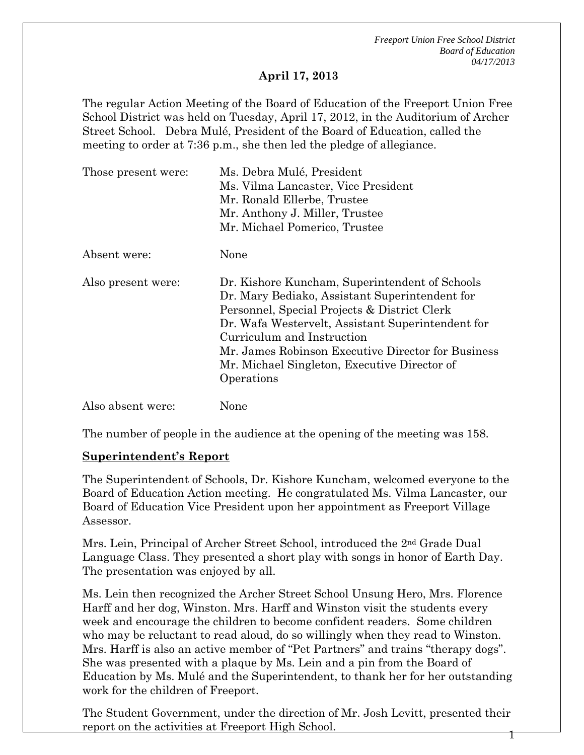**April 17, 2013**

The regular Action Meeting of the Board of Education of the Freeport Union Free School District was held on Tuesday, April 17, 2012, in the Auditorium of Archer Street School. Debra Mulé, President of the Board of Education, called the meeting to order at 7:36 p.m., she then led the pledge of allegiance.

| | |
|---|---|
| Those present were: | Ms. Debra Mulé, President<br>Ms. Vilma Lancaster, Vice President<br>Mr. Ronald Ellerbe, Trustee<br>Mr. Anthony J. Miller, Trustee<br>Mr. Michael Pomerico, Trustee |
| Absent were: | None |
| Also present were: | Dr. Kishore Kuncham, Superintendent of Schools<br>Dr. Mary Bediako, Assistant Superintendent for Personnel, Special Projects & District Clerk<br>Dr. Wafa Westervelt, Assistant Superintendent for Curriculum and Instruction<br>Mr. James Robinson Executive Director for Business<br>Mr. Michael Singleton, Executive Director of Operations |
| Also absent were: | None |

The number of people in the audience at the opening of the meeting was 158.

**Superintendent's Report**

The Superintendent of Schools, Dr. Kishore Kuncham, welcomed everyone to the Board of Education Action meeting. He congratulated Ms. Vilma Lancaster, our Board of Education Vice President upon her appointment as Freeport Village Assessor.

Mrs. Lein, Principal of Archer Street School, introduced the 2nd Grade Dual Language Class. They presented a short play with songs in honor of Earth Day. The presentation was enjoyed by all.

Ms. Lein then recognized the Archer Street School Unsung Hero, Mrs. Florence Harff and her dog, Winston. Mrs. Harff and Winston visit the students every week and encourage the children to become confident readers. Some children who may be reluctant to read aloud, do so willingly when they read to Winston. Mrs. Harff is also an active member of "Pet Partners" and trains "therapy dogs". She was presented with a plaque by Ms. Lein and a pin from the Board of Education by Ms. Mulé and the Superintendent, to thank her for her outstanding work for the children of Freeport.

The Student Government, under the direction of Mr. Josh Levitt, presented their report on the activities at Freeport High School.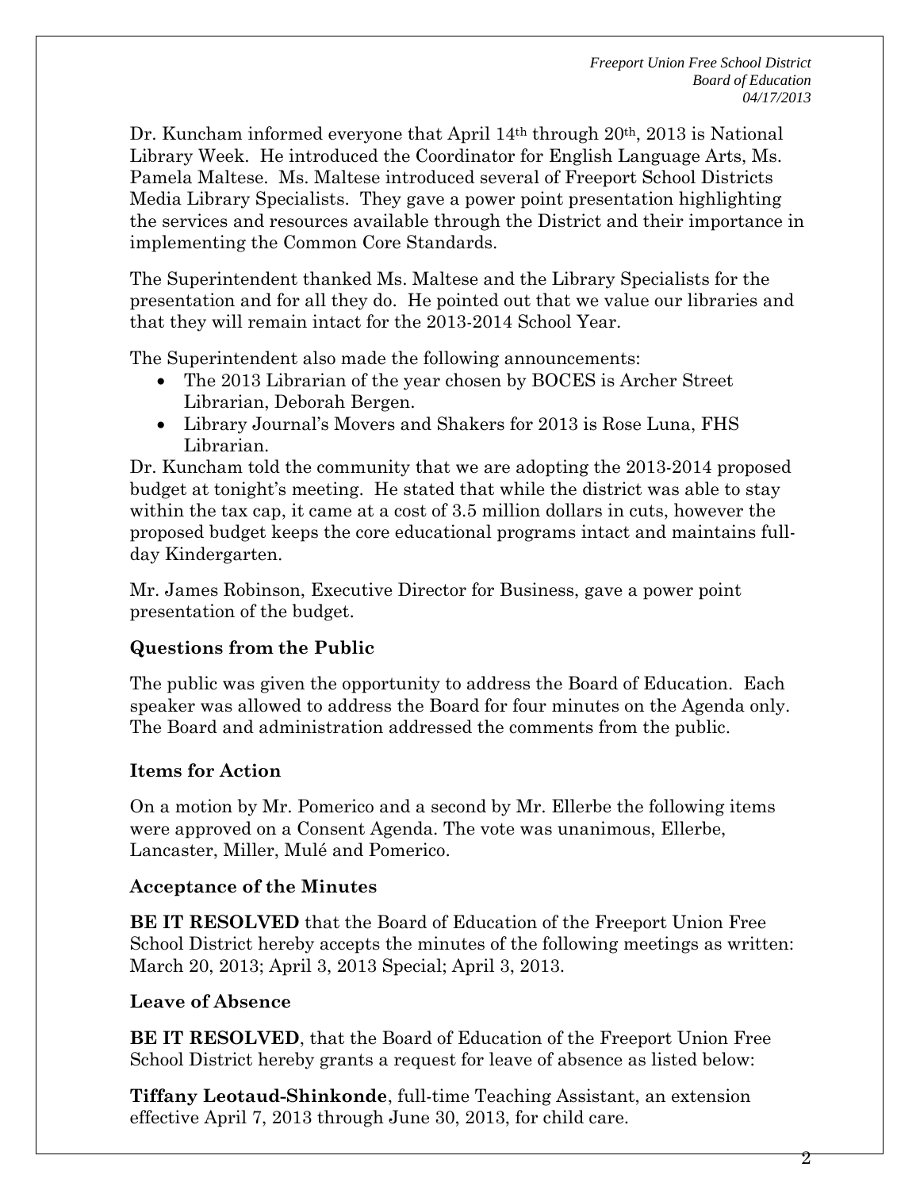Dr. Kuncham informed everyone that April 14th through 20th, 2013 is National Library Week. He introduced the Coordinator for English Language Arts, Ms. Pamela Maltese. Ms. Maltese introduced several of Freeport School Districts Media Library Specialists. They gave a power point presentation highlighting the services and resources available through the District and their importance in implementing the Common Core Standards.

The Superintendent thanked Ms. Maltese and the Library Specialists for the presentation and for all they do. He pointed out that we value our libraries and that they will remain intact for the 2013-2014 School Year.

The Superintendent also made the following announcements:

- The 2013 Librarian of the year chosen by BOCES is Archer Street Librarian, Deborah Bergen.
- Library Journal's Movers and Shakers for 2013 is Rose Luna, FHS Librarian.

Dr. Kuncham told the community that we are adopting the 2013-2014 proposed budget at tonight's meeting. He stated that while the district was able to stay within the tax cap, it came at a cost of 3.5 million dollars in cuts, however the proposed budget keeps the core educational programs intact and maintains full-day Kindergarten.

Mr. James Robinson, Executive Director for Business, gave a power point presentation of the budget.

### Questions from the Public

The public was given the opportunity to address the Board of Education. Each speaker was allowed to address the Board for four minutes on the Agenda only. The Board and administration addressed the comments from the public.

### Items for Action

On a motion by Mr. Pomerico and a second by Mr. Ellerbe the following items were approved on a Consent Agenda. The vote was unanimous, Ellerbe, Lancaster, Miller, Mulé and Pomerico.

### Acceptance of the Minutes

**BE IT RESOLVED** that the Board of Education of the Freeport Union Free School District hereby accepts the minutes of the following meetings as written: March 20, 2013; April 3, 2013 Special; April 3, 2013.

### Leave of Absence

**BE IT RESOLVED**, that the Board of Education of the Freeport Union Free School District hereby grants a request for leave of absence as listed below:

**Tiffany Leotaud-Shinkonde**, full-time Teaching Assistant, an extension effective April 7, 2013 through June 30, 2013, for child care.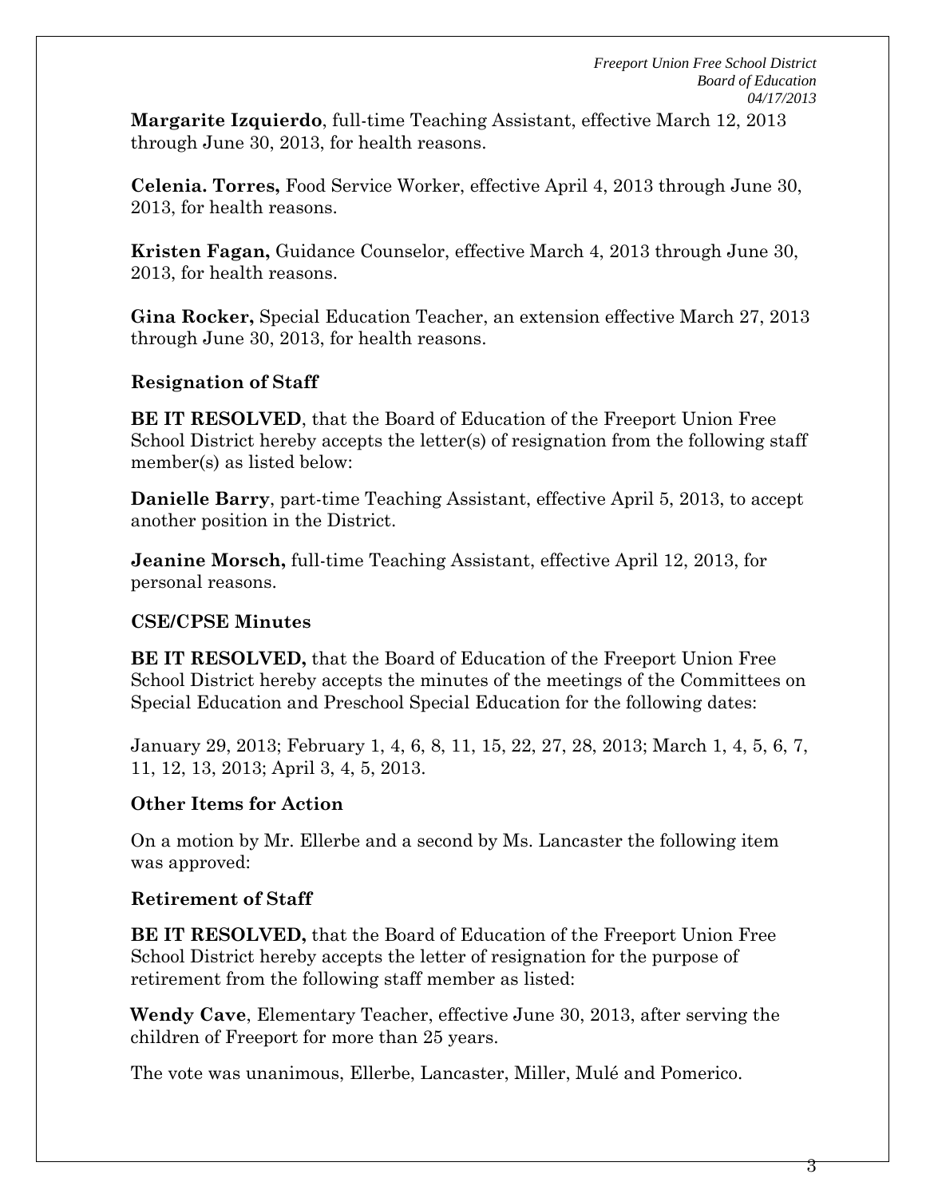**Margarite Izquierdo**, full-time Teaching Assistant, effective March 12, 2013 through June 30, 2013, for health reasons.

**Celenia. Torres,** Food Service Worker, effective April 4, 2013 through June 30, 2013, for health reasons.

**Kristen Fagan,** Guidance Counselor, effective March 4, 2013 through June 30, 2013, for health reasons.

**Gina Rocker,** Special Education Teacher, an extension effective March 27, 2013 through June 30, 2013, for health reasons.

**Resignation of Staff**

**BE IT RESOLVED**, that the Board of Education of the Freeport Union Free School District hereby accepts the letter(s) of resignation from the following staff member(s) as listed below:

**Danielle Barry**, part-time Teaching Assistant, effective April 5, 2013, to accept another position in the District.

**Jeanine Morsch,** full-time Teaching Assistant, effective April 12, 2013, for personal reasons.

**CSE/CPSE Minutes**

**BE IT RESOLVED,** that the Board of Education of the Freeport Union Free School District hereby accepts the minutes of the meetings of the Committees on Special Education and Preschool Special Education for the following dates:

January 29, 2013; February 1, 4, 6, 8, 11, 15, 22, 27, 28, 2013; March 1, 4, 5, 6, 7, 11, 12, 13, 2013; April 3, 4, 5, 2013.

**Other Items for Action**

On a motion by Mr. Ellerbe and a second by Ms. Lancaster the following item was approved:

**Retirement of Staff**

**BE IT RESOLVED,** that the Board of Education of the Freeport Union Free School District hereby accepts the letter of resignation for the purpose of retirement from the following staff member as listed:

**Wendy Cave**, Elementary Teacher, effective June 30, 2013, after serving the children of Freeport for more than 25 years.

The vote was unanimous, Ellerbe, Lancaster, Miller, Mulé and Pomerico.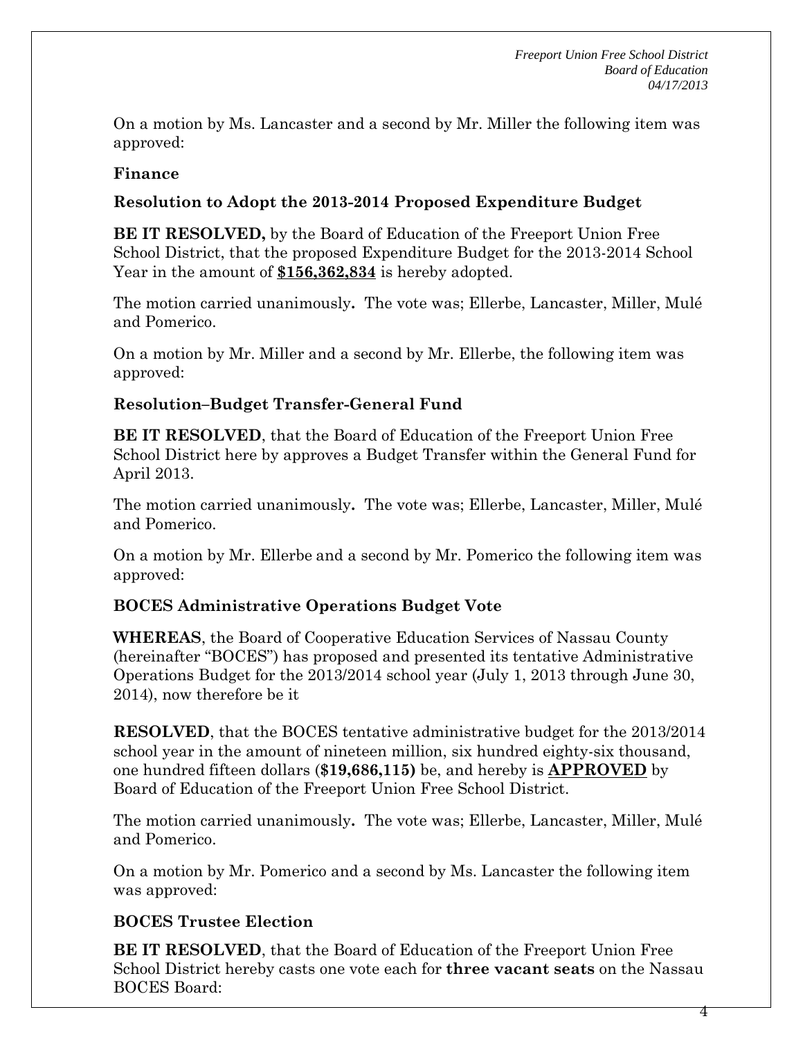On a motion by Ms. Lancaster and a second by Mr. Miller the following item was approved:

**Finance**

**Resolution to Adopt the 2013-2014 Proposed Expenditure Budget**

**BE IT RESOLVED,** by the Board of Education of the Freeport Union Free School District, that the proposed Expenditure Budget for the 2013-2014 School Year in the amount of **<u>$156,362,834</u>** is hereby adopted.

The motion carried unanimously**.** The vote was; Ellerbe, Lancaster, Miller, Mulé and Pomerico.

On a motion by Mr. Miller and a second by Mr. Ellerbe, the following item was approved:

**Resolution–Budget Transfer-General Fund**

**BE IT RESOLVED**, that the Board of Education of the Freeport Union Free School District here by approves a Budget Transfer within the General Fund for April 2013.

The motion carried unanimously**.** The vote was; Ellerbe, Lancaster, Miller, Mulé and Pomerico.

On a motion by Mr. Ellerbe and a second by Mr. Pomerico the following item was approved:

**BOCES Administrative Operations Budget Vote**

**WHEREAS**, the Board of Cooperative Education Services of Nassau County (hereinafter "BOCES") has proposed and presented its tentative Administrative Operations Budget for the 2013/2014 school year (July 1, 2013 through June 30, 2014), now therefore be it

**RESOLVED**, that the BOCES tentative administrative budget for the 2013/2014 school year in the amount of nineteen million, six hundred eighty-six thousand, one hundred fifteen dollars (**$19,686,115)** be, and hereby is **<u>APPROVED</u>** by Board of Education of the Freeport Union Free School District.

The motion carried unanimously**.** The vote was; Ellerbe, Lancaster, Miller, Mulé and Pomerico.

On a motion by Mr. Pomerico and a second by Ms. Lancaster the following item was approved:

**BOCES Trustee Election**

**BE IT RESOLVED**, that the Board of Education of the Freeport Union Free School District hereby casts one vote each for **three vacant seats** on the Nassau BOCES Board: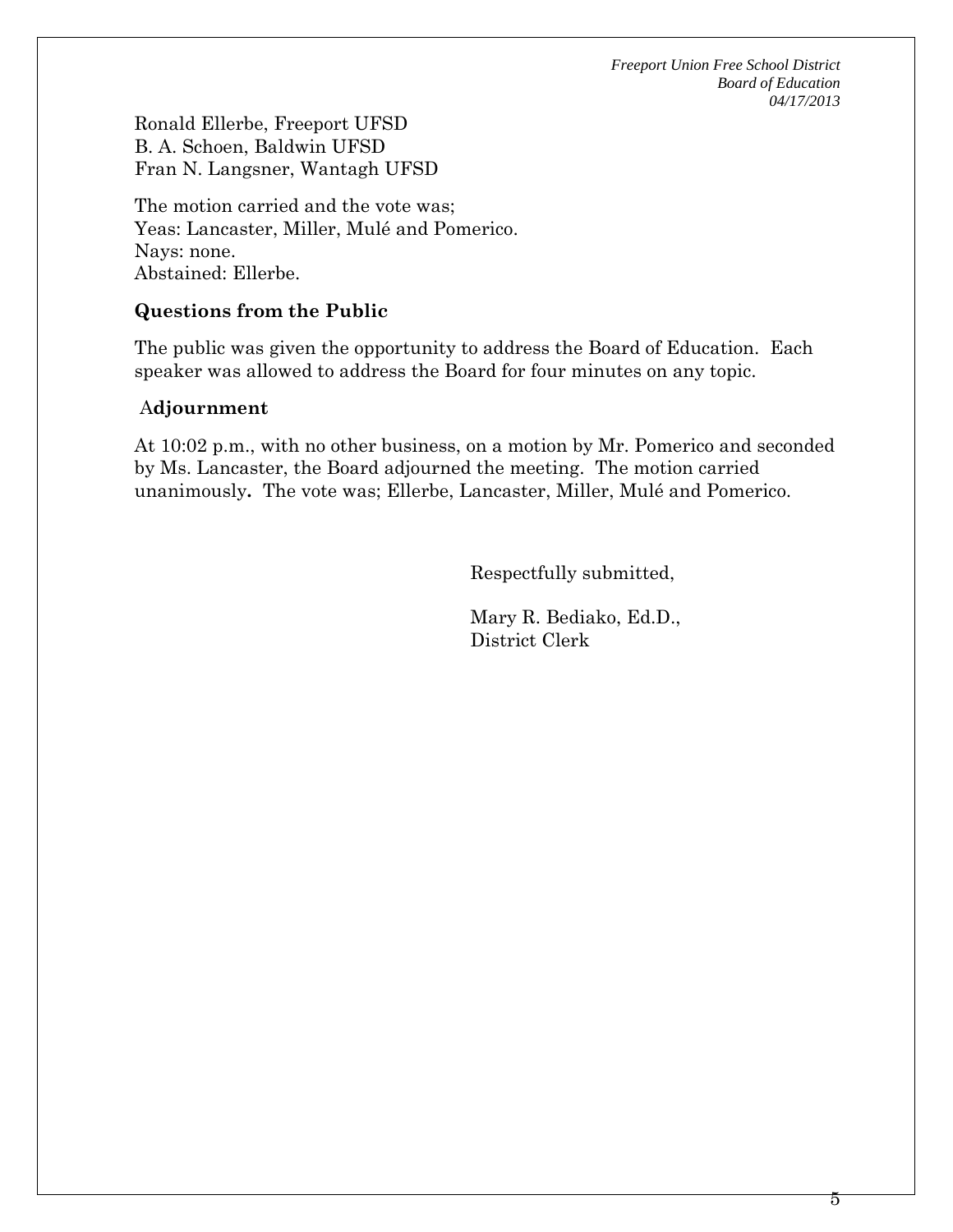Ronald Ellerbe, Freeport UFSD
B. A. Schoen, Baldwin UFSD
Fran N. Langsner, Wantagh UFSD

The motion carried and the vote was;
Yeas: Lancaster, Miller, Mulé and Pomerico.
Nays: none.
Abstained: Ellerbe.

**Questions from the Public**

The public was given the opportunity to address the Board of Education. Each speaker was allowed to address the Board for four minutes on any topic.

**Adjournment**

At 10:02 p.m., with no other business, on a motion by Mr. Pomerico and seconded by Ms. Lancaster, the Board adjourned the meeting. The motion carried unanimously**.** The vote was; Ellerbe, Lancaster, Miller, Mulé and Pomerico.

Respectfully submitted,

Mary R. Bediako, Ed.D.,
District Clerk